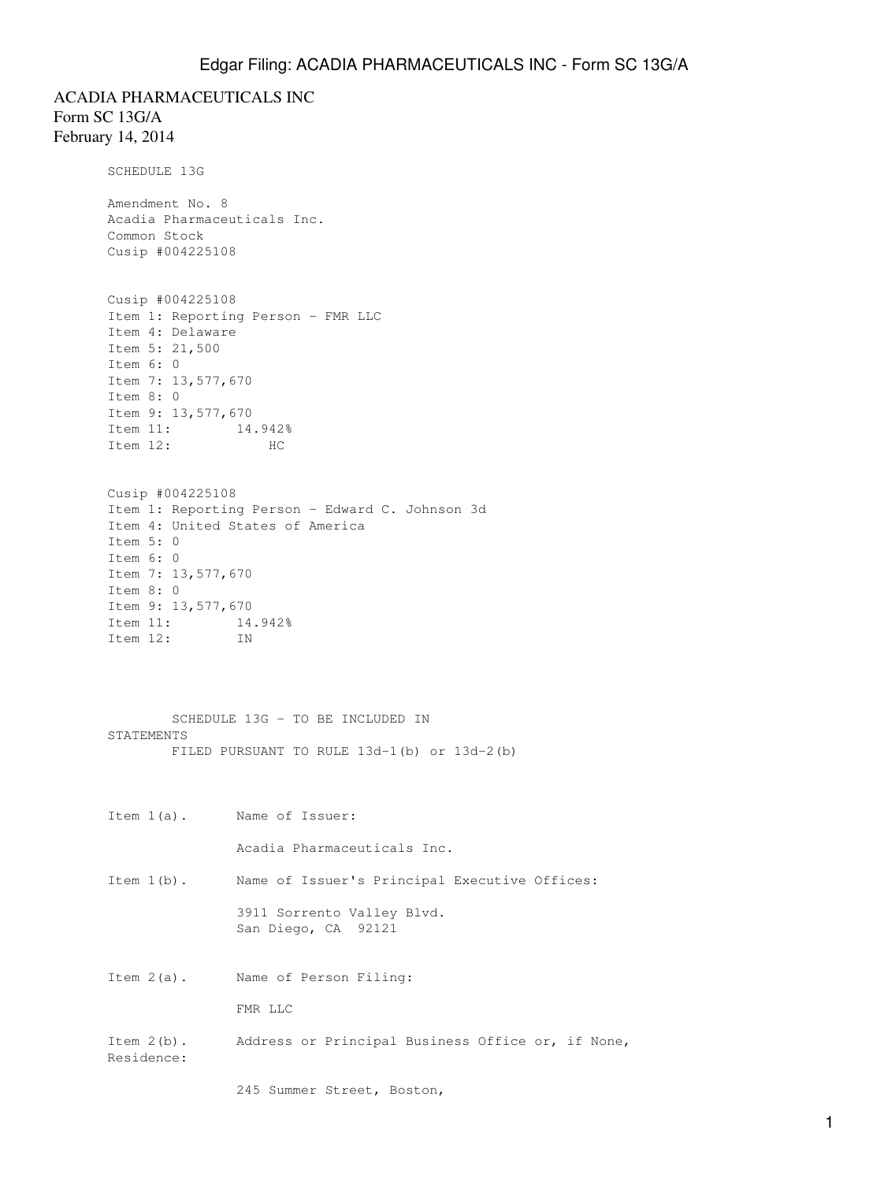ACADIA PHARMACEUTICALS INC
Form SC 13G/A
February 14, 2014

SCHEDULE 13G

Amendment No. 8
Acadia Pharmaceuticals Inc.
Common Stock
Cusip #004225108

Cusip #004225108
Item 1: Reporting Person - FMR LLC
Item 4: Delaware
Item 5: 21,500
Item 6: 0
Item 7: 13,577,670
Item 8: 0
Item 9: 13,577,670
Item 11: 14.942%
Item 12: HC

Cusip #004225108
Item 1: Reporting Person - Edward C. Johnson 3d
Item 4: United States of America
Item 5: 0
Item 6: 0
Item 7: 13,577,670
Item 8: 0
Item 9: 13,577,670
Item 11: 14.942%
Item 12: IN

SCHEDULE 13G - TO BE INCLUDED IN STATEMENTS
FILED PURSUANT TO RULE 13d-1(b) or 13d-2(b)

Item 1(a). Name of Issuer:

Acadia Pharmaceuticals Inc.

Item 1(b). Name of Issuer's Principal Executive Offices:

3911 Sorrento Valley Blvd.
San Diego, CA 92121

Item 2(a). Name of Person Filing:

FMR LLC

Item 2(b). Address or Principal Business Office or, if None, Residence:

245 Summer Street, Boston,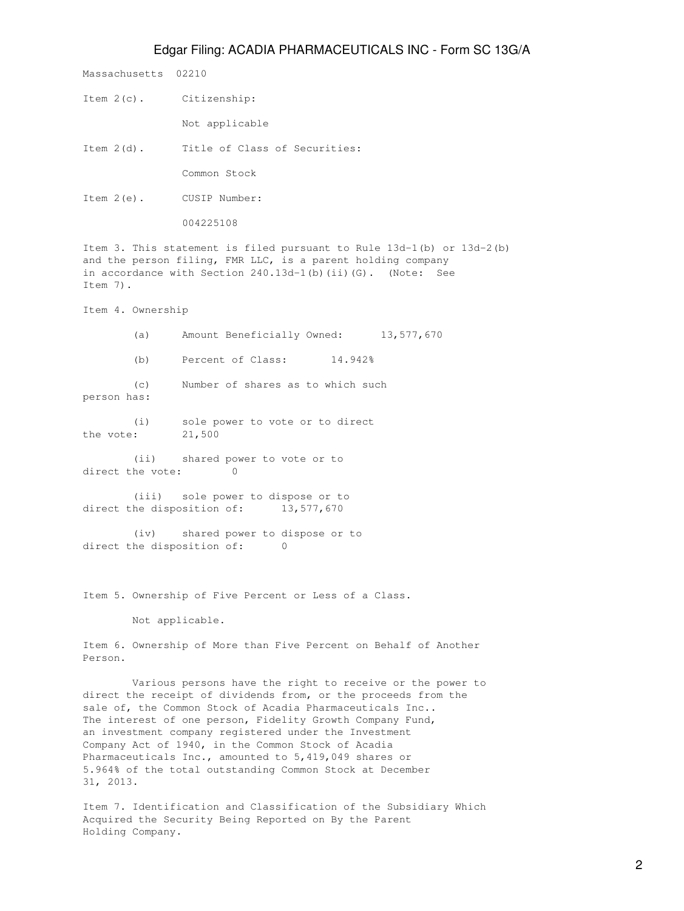Massachusetts 02210

Item 2(c). Citizenship:

Not applicable

Item 2(d). Title of Class of Securities:

Common Stock

Item 2(e). CUSIP Number:

004225108

Item 3. This statement is filed pursuant to Rule 13d-1(b) or 13d-2(b) and the person filing, FMR LLC, is a parent holding company in accordance with Section 240.13d-1(b)(ii)(G). (Note: See Item 7).

Item 4. Ownership

(a) Amount Beneficially Owned: 13,577,670

(b) Percent of Class: 14.942%

(c) Number of shares as to which such person has:

(i) sole power to vote or to direct the vote: 21,500

(ii) shared power to vote or to direct the vote: 0

(iii) sole power to dispose or to direct the disposition of: 13,577,670

(iv) shared power to dispose or to direct the disposition of: 0

Item 5. Ownership of Five Percent or Less of a Class.

Not applicable.

Item 6. Ownership of More than Five Percent on Behalf of Another Person.

Various persons have the right to receive or the power to direct the receipt of dividends from, or the proceeds from the sale of, the Common Stock of Acadia Pharmaceuticals Inc.. The interest of one person, Fidelity Growth Company Fund, an investment company registered under the Investment Company Act of 1940, in the Common Stock of Acadia Pharmaceuticals Inc., amounted to 5,419,049 shares or 5.964% of the total outstanding Common Stock at December 31, 2013.

Item 7. Identification and Classification of the Subsidiary Which Acquired the Security Being Reported on By the Parent Holding Company.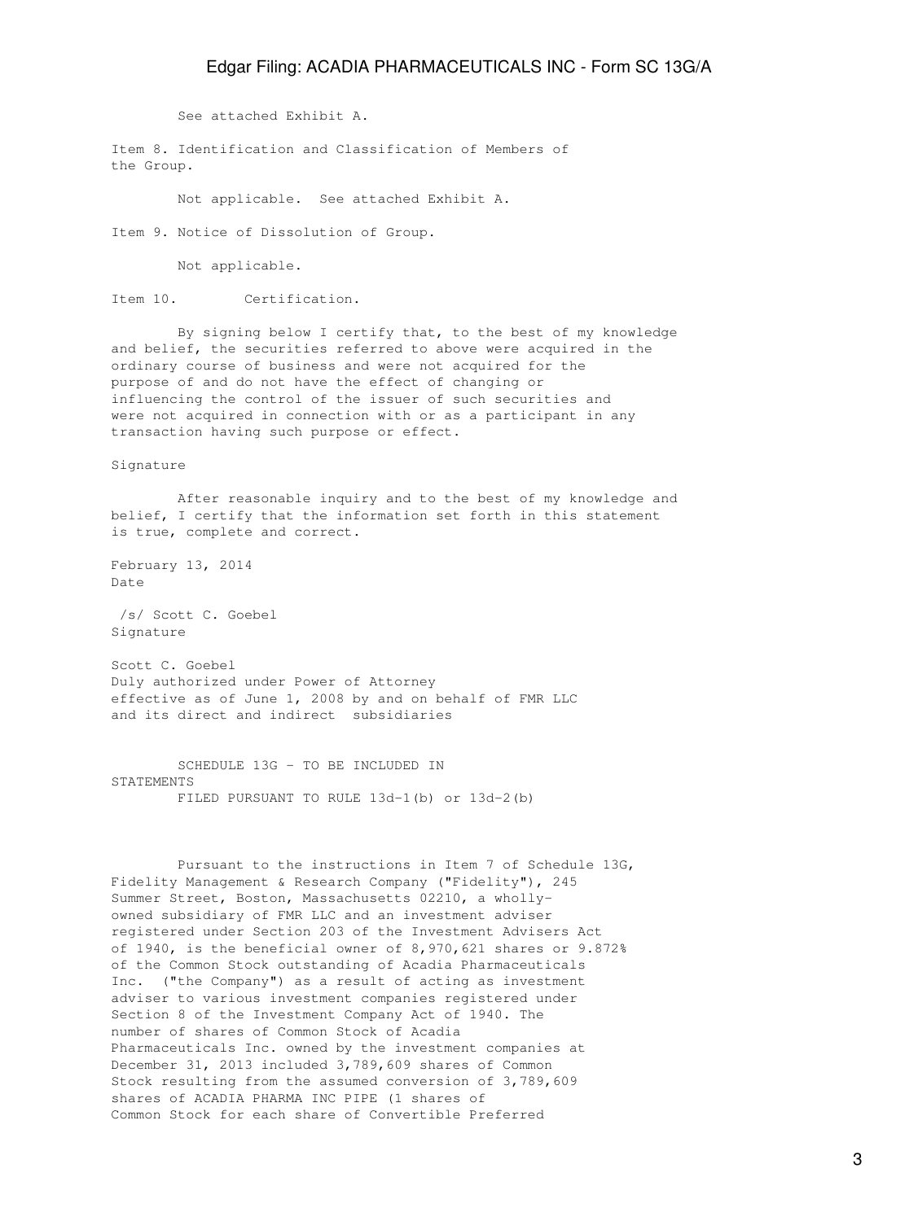See attached Exhibit A.

Item 8. Identification and Classification of Members of the Group.

Not applicable. See attached Exhibit A.

Item 9. Notice of Dissolution of Group.

Not applicable.

Item 10. Certification.

By signing below I certify that, to the best of my knowledge and belief, the securities referred to above were acquired in the ordinary course of business and were not acquired for the purpose of and do not have the effect of changing or influencing the control of the issuer of such securities and were not acquired in connection with or as a participant in any transaction having such purpose or effect.

Signature

After reasonable inquiry and to the best of my knowledge and belief, I certify that the information set forth in this statement is true, complete and correct.

February 13, 2014
Date

/s/ Scott C. Goebel
Signature

Scott C. Goebel
Duly authorized under Power of Attorney effective as of June 1, 2008 by and on behalf of FMR LLC and its direct and indirect subsidiaries

SCHEDULE 13G - TO BE INCLUDED IN STATEMENTS
FILED PURSUANT TO RULE 13d-1(b) or 13d-2(b)

Pursuant to the instructions in Item 7 of Schedule 13G, Fidelity Management & Research Company ("Fidelity"), 245 Summer Street, Boston, Massachusetts 02210, a wholly-owned subsidiary of FMR LLC and an investment adviser registered under Section 203 of the Investment Advisers Act of 1940, is the beneficial owner of 8,970,621 shares or 9.872% of the Common Stock outstanding of Acadia Pharmaceuticals Inc. ("the Company") as a result of acting as investment adviser to various investment companies registered under Section 8 of the Investment Company Act of 1940. The number of shares of Common Stock of Acadia Pharmaceuticals Inc. owned by the investment companies at December 31, 2013 included 3,789,609 shares of Common Stock resulting from the assumed conversion of 3,789,609 shares of ACADIA PHARMA INC PIPE (1 shares of Common Stock for each share of Convertible Preferred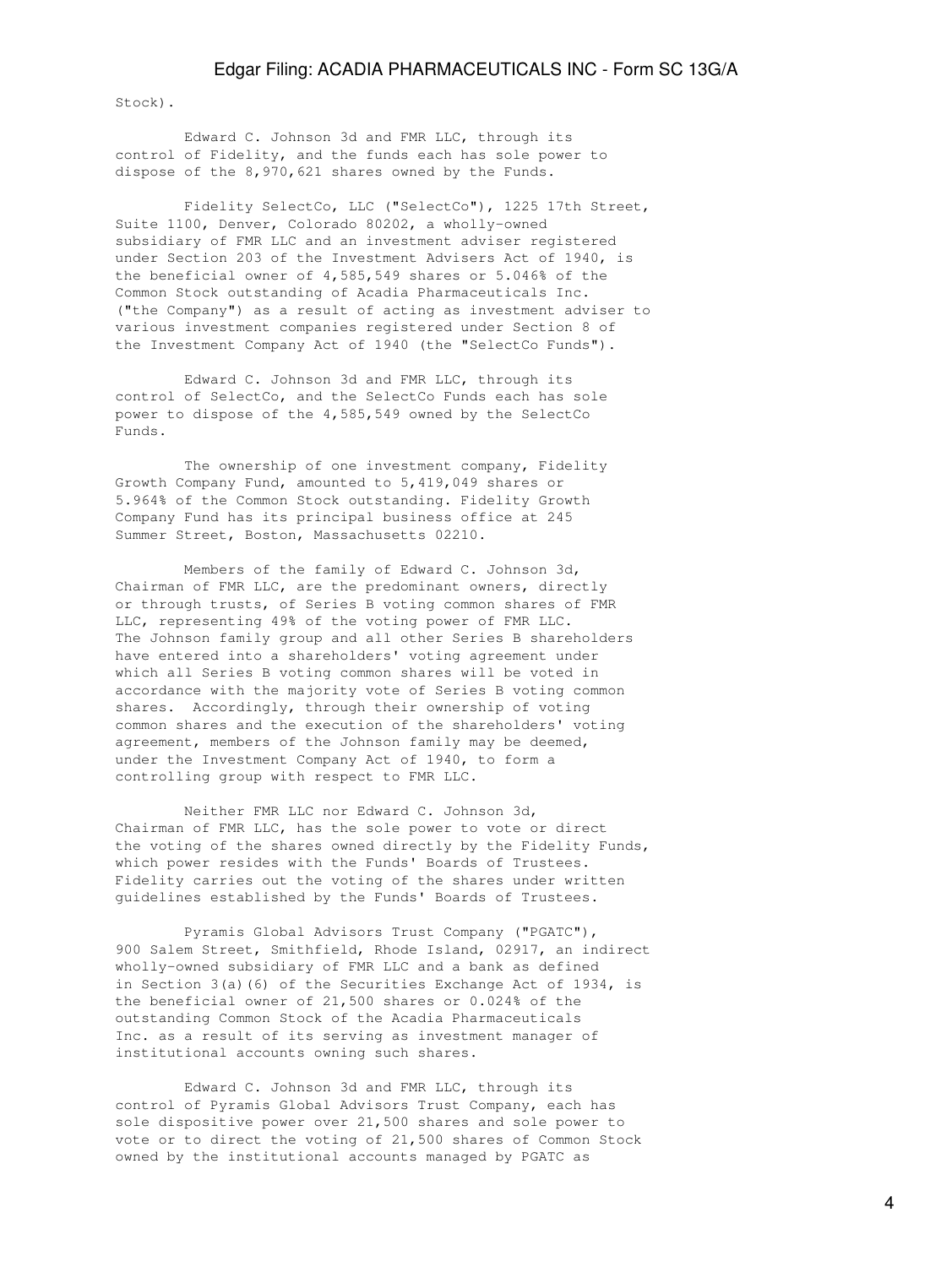Stock).

Edward C. Johnson 3d and FMR LLC, through its control of Fidelity, and the funds each has sole power to dispose of the 8,970,621 shares owned by the Funds.

Fidelity SelectCo, LLC ("SelectCo"), 1225 17th Street, Suite 1100, Denver, Colorado 80202, a wholly-owned subsidiary of FMR LLC and an investment adviser registered under Section 203 of the Investment Advisers Act of 1940, is the beneficial owner of 4,585,549 shares or 5.046% of the Common Stock outstanding of Acadia Pharmaceuticals Inc. ("the Company") as a result of acting as investment adviser to various investment companies registered under Section 8 of the Investment Company Act of 1940 (the "SelectCo Funds").

Edward C. Johnson 3d and FMR LLC, through its control of SelectCo, and the SelectCo Funds each has sole power to dispose of the 4,585,549 owned by the SelectCo Funds.

The ownership of one investment company, Fidelity Growth Company Fund, amounted to 5,419,049 shares or 5.964% of the Common Stock outstanding. Fidelity Growth Company Fund has its principal business office at 245 Summer Street, Boston, Massachusetts 02210.

Members of the family of Edward C. Johnson 3d, Chairman of FMR LLC, are the predominant owners, directly or through trusts, of Series B voting common shares of FMR LLC, representing 49% of the voting power of FMR LLC. The Johnson family group and all other Series B shareholders have entered into a shareholders' voting agreement under which all Series B voting common shares will be voted in accordance with the majority vote of Series B voting common shares. Accordingly, through their ownership of voting common shares and the execution of the shareholders' voting agreement, members of the Johnson family may be deemed, under the Investment Company Act of 1940, to form a controlling group with respect to FMR LLC.

Neither FMR LLC nor Edward C. Johnson 3d, Chairman of FMR LLC, has the sole power to vote or direct the voting of the shares owned directly by the Fidelity Funds, which power resides with the Funds' Boards of Trustees. Fidelity carries out the voting of the shares under written guidelines established by the Funds' Boards of Trustees.

Pyramis Global Advisors Trust Company ("PGATC"), 900 Salem Street, Smithfield, Rhode Island, 02917, an indirect wholly-owned subsidiary of FMR LLC and a bank as defined in Section 3(a)(6) of the Securities Exchange Act of 1934, is the beneficial owner of 21,500 shares or 0.024% of the outstanding Common Stock of the Acadia Pharmaceuticals Inc. as a result of its serving as investment manager of institutional accounts owning such shares.

Edward C. Johnson 3d and FMR LLC, through its control of Pyramis Global Advisors Trust Company, each has sole dispositive power over 21,500 shares and sole power to vote or to direct the voting of 21,500 shares of Common Stock owned by the institutional accounts managed by PGATC as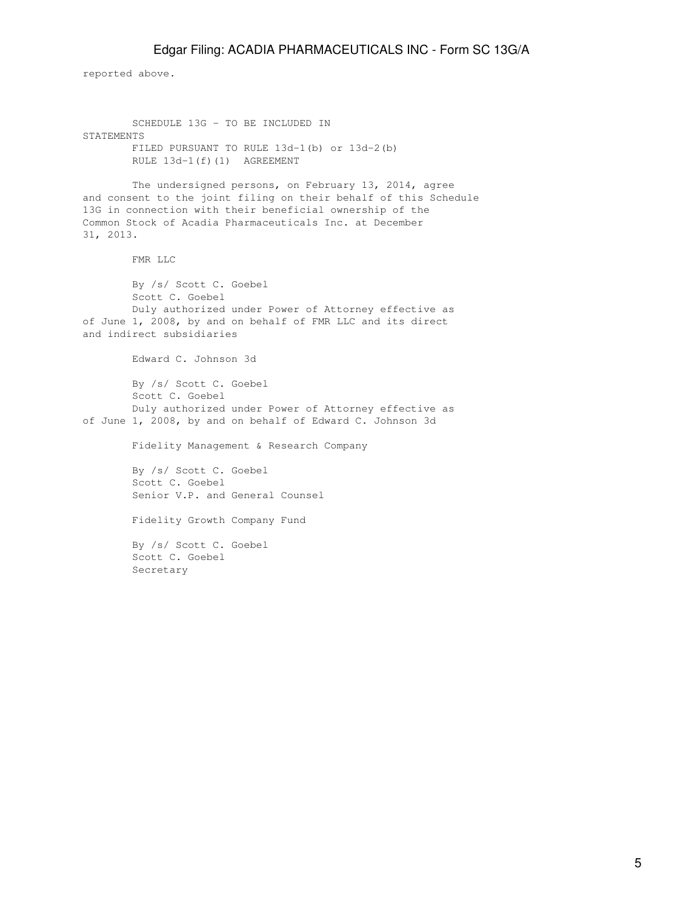reported above.

SCHEDULE 13G - TO BE INCLUDED IN STATEMENTS
FILED PURSUANT TO RULE 13d-1(b) or 13d-2(b)
RULE 13d-1(f)(1) AGREEMENT

The undersigned persons, on February 13, 2014, agree and consent to the joint filing on their behalf of this Schedule 13G in connection with their beneficial ownership of the Common Stock of Acadia Pharmaceuticals Inc. at December 31, 2013.

FMR LLC

By /s/ Scott C. Goebel
Scott C. Goebel
Duly authorized under Power of Attorney effective as of June 1, 2008, by and on behalf of FMR LLC and its direct and indirect subsidiaries

Edward C. Johnson 3d

By /s/ Scott C. Goebel
Scott C. Goebel
Duly authorized under Power of Attorney effective as of June 1, 2008, by and on behalf of Edward C. Johnson 3d

Fidelity Management & Research Company

By /s/ Scott C. Goebel
Scott C. Goebel
Senior V.P. and General Counsel

Fidelity Growth Company Fund

By /s/ Scott C. Goebel
Scott C. Goebel
Secretary